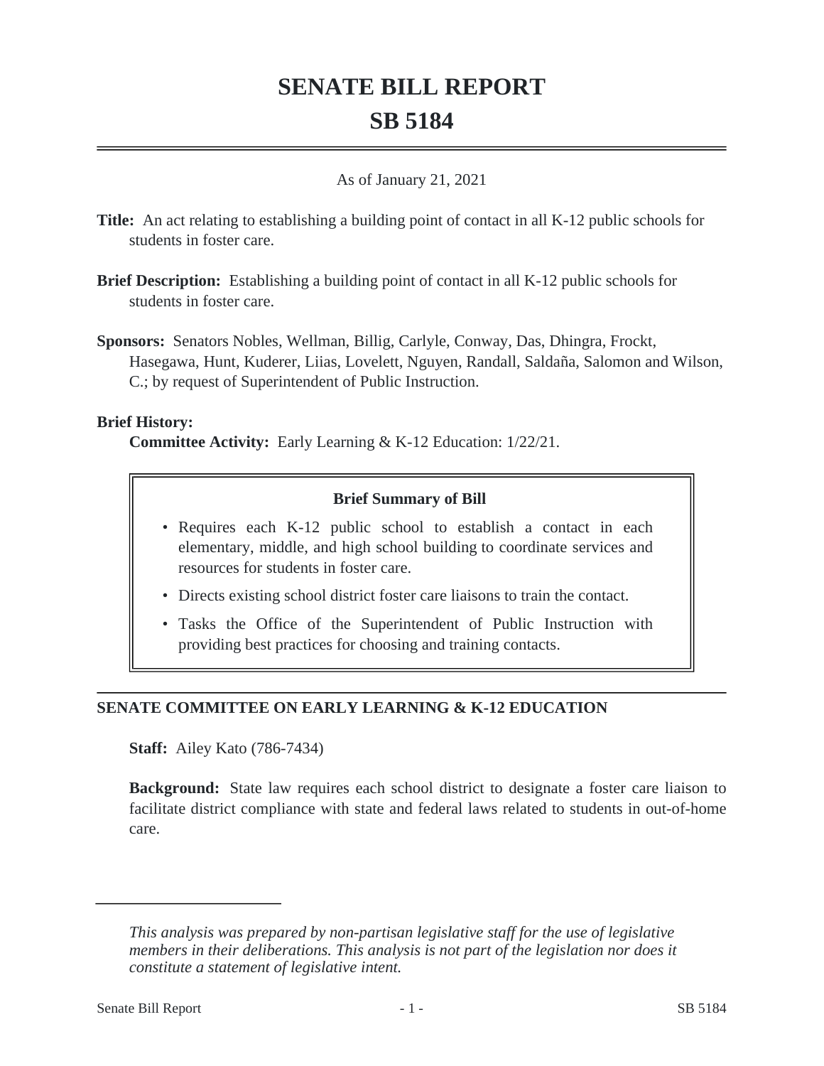# SENATE BILL REPORT

# SB 5184

As of January 21, 2021

**Title:** An act relating to establishing a building point of contact in all K-12 public schools for students in foster care.

**Brief Description:** Establishing a building point of contact in all K-12 public schools for students in foster care.

**Sponsors:** Senators Nobles, Wellman, Billig, Carlyle, Conway, Das, Dhingra, Frockt, Hasegawa, Hunt, Kuderer, Liias, Lovelett, Nguyen, Randall, Saldaña, Salomon and Wilson, C.; by request of Superintendent of Public Instruction.

**Brief History:**

**Committee Activity:** Early Learning & K-12 Education: 1/22/21.

**Brief Summary of Bill**

- Requires each K-12 public school to establish a contact in each elementary, middle, and high school building to coordinate services and resources for students in foster care.
- Directs existing school district foster care liaisons to train the contact.
- Tasks the Office of the Superintendent of Public Instruction with providing best practices for choosing and training contacts.

## SENATE COMMITTEE ON EARLY LEARNING & K-12 EDUCATION

**Staff:** Ailey Kato (786-7434)

**Background:** State law requires each school district to designate a foster care liaison to facilitate district compliance with state and federal laws related to students in out-of-home care.

*This analysis was prepared by non-partisan legislative staff for the use of legislative members in their deliberations. This analysis is not part of the legislation nor does it constitute a statement of legislative intent.*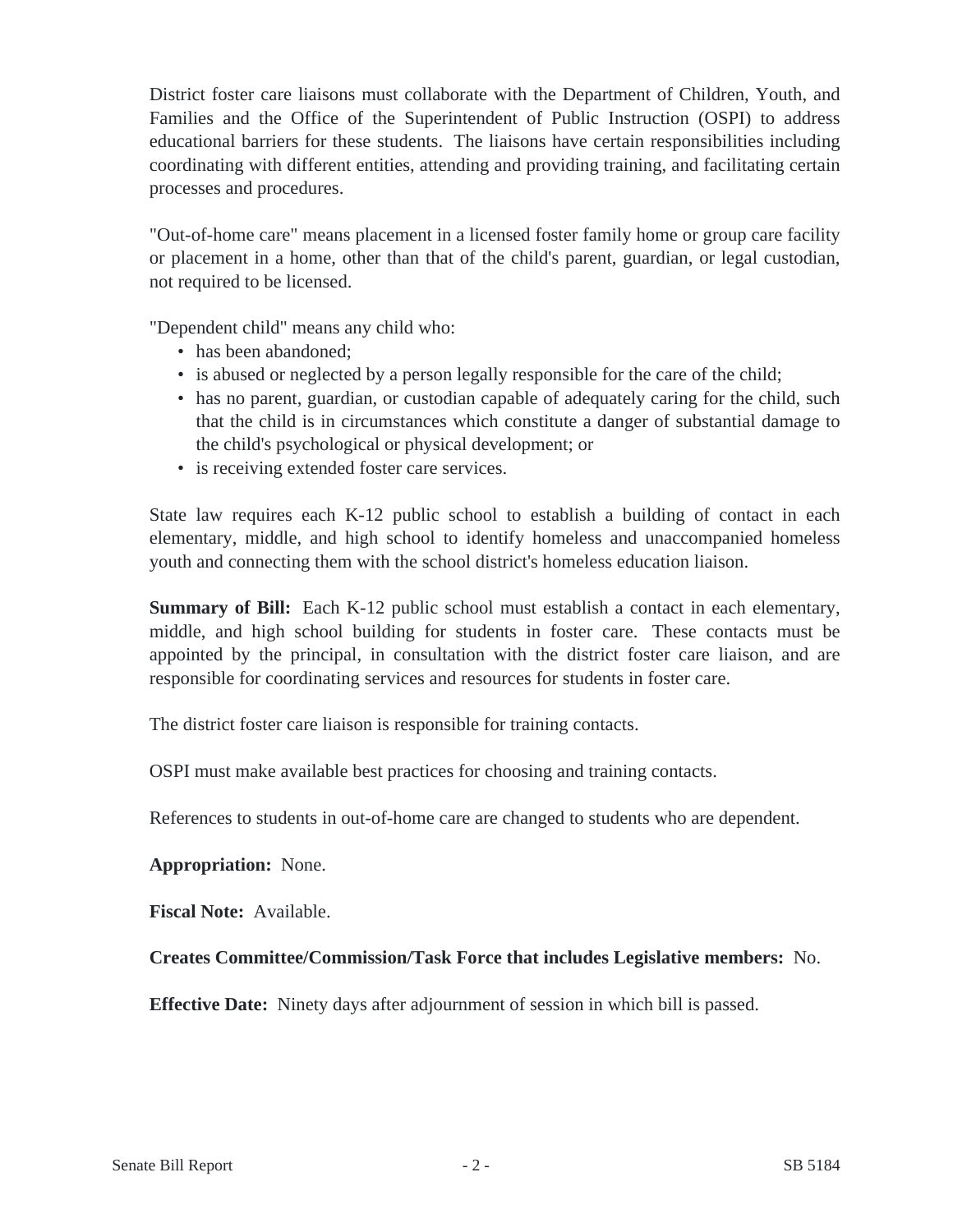District foster care liaisons must collaborate with the Department of Children, Youth, and Families and the Office of the Superintendent of Public Instruction (OSPI) to address educational barriers for these students. The liaisons have certain responsibilities including coordinating with different entities, attending and providing training, and facilitating certain processes and procedures.

"Out-of-home care" means placement in a licensed foster family home or group care facility or placement in a home, other than that of the child's parent, guardian, or legal custodian, not required to be licensed.

"Dependent child" means any child who:

- has been abandoned;
- is abused or neglected by a person legally responsible for the care of the child;
- has no parent, guardian, or custodian capable of adequately caring for the child, such that the child is in circumstances which constitute a danger of substantial damage to the child's psychological or physical development; or
- is receiving extended foster care services.

State law requires each K-12 public school to establish a building of contact in each elementary, middle, and high school to identify homeless and unaccompanied homeless youth and connecting them with the school district's homeless education liaison.

**Summary of Bill:** Each K-12 public school must establish a contact in each elementary, middle, and high school building for students in foster care. These contacts must be appointed by the principal, in consultation with the district foster care liaison, and are responsible for coordinating services and resources for students in foster care.

The district foster care liaison is responsible for training contacts.

OSPI must make available best practices for choosing and training contacts.

References to students in out-of-home care are changed to students who are dependent.

**Appropriation:** None.

**Fiscal Note:** Available.

**Creates Committee/Commission/Task Force that includes Legislative members:** No.

**Effective Date:** Ninety days after adjournment of session in which bill is passed.